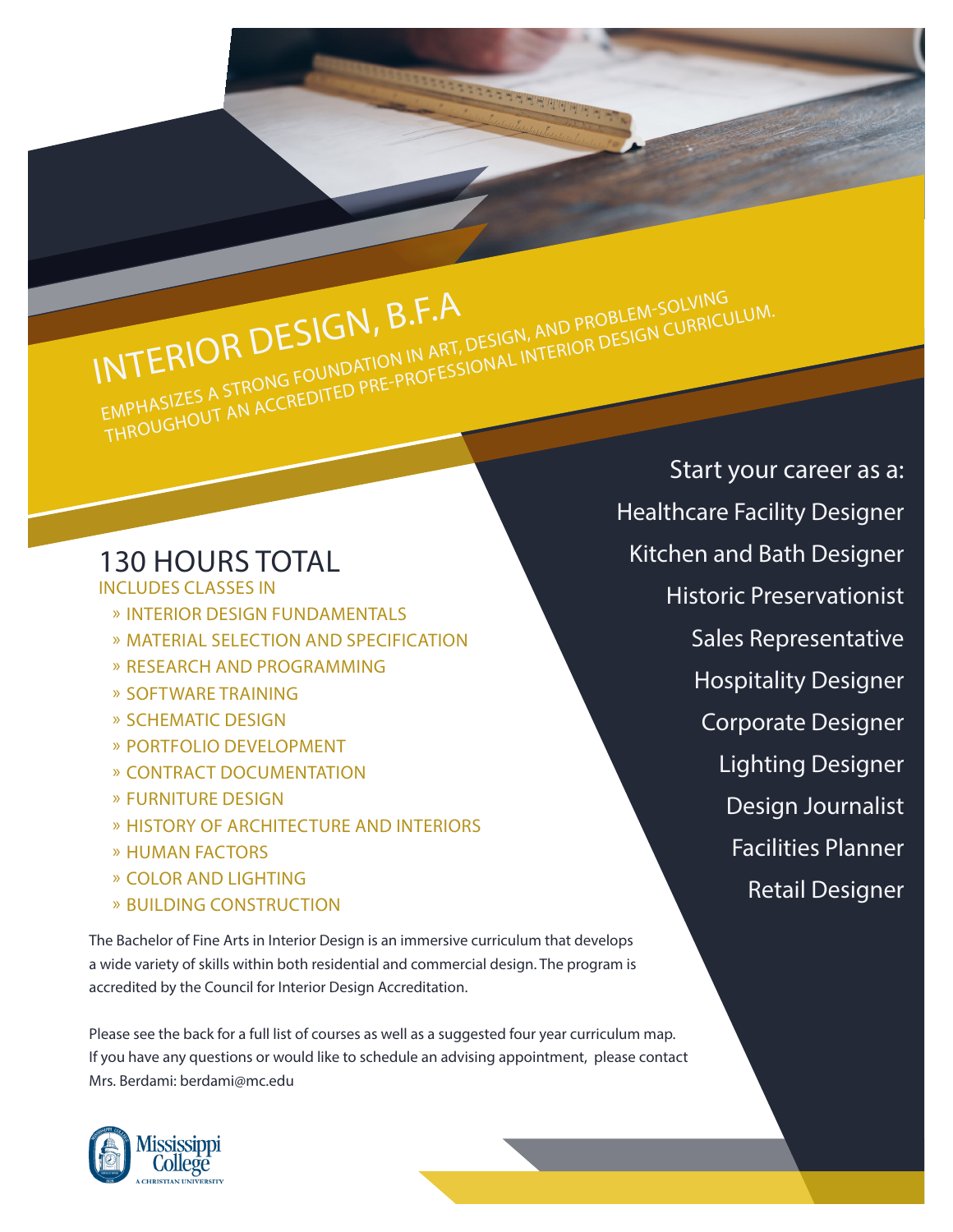# INTERIOR DESIGN, B.F.A

EMPHASIZES A STRONG FOUNDATION IN ART, DESIGN, AND PROBLEM-SOLVING THROUGHOUT AN ACCREDITED PRE-PROFESSIONAL INTERIOR DESIGN CURRICULUM.

## 130 HOURS TOTAL

INCLUDES CLASSES IN

- INTERIOR DESIGN FUNDAMENTALS
- MATERIAL SELECTION AND SPECIFICATION
- RESEARCH AND PROGRAMMING
- SOFTWARE TRAINING
- SCHEMATIC DESIGN
- PORTFOLIO DEVELOPMENT
- CONTRACT DOCUMENTATION
- FURNITURE DESIGN
- HISTORY OF ARCHITECTURE AND INTERIORS
- HUMAN FACTORS
- COLOR AND LIGHTING
- BUILDING CONSTRUCTION

Start your career as a:

- Healthcare Facility Designer
- Kitchen and Bath Designer
- Historic Preservationist
- Sales Representative
- Hospitality Designer
- Corporate Designer
- Lighting Designer
- Design Journalist
- Facilities Planner
- Retail Designer

The Bachelor of Fine Arts in Interior Design is an immersive curriculum that develops a wide variety of skills within both residential and commercial design. The program is accredited by the Council for Interior Design Accreditation.

Please see the back for a full list of courses as well as a suggested four year curriculum map. If you have any questions or would like to schedule an advising appointment, please contact Mrs. Berdami: berdami@mc.edu

Mississippi College
A CHRISTIAN UNIVERSITY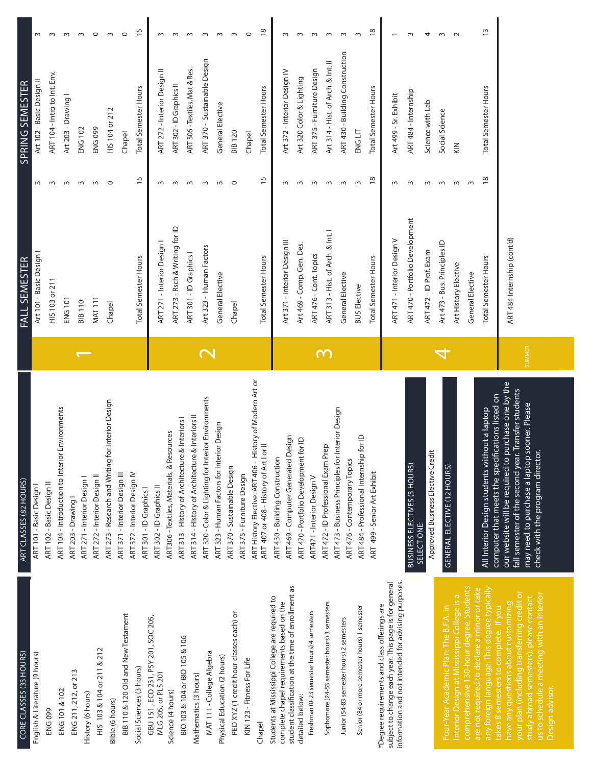## CORE CLASSES (33 HOURS)

English & Literature (9 hours)
- ENG 099
- ENG 101 & 102
- ENG 211, 212, or 213

History (6 hours)
- HIS 103 & 104 or 211 & 212

Bible (6 hours)
- BIB 110 & 120 Old and New Testament

Social Sciences (3 hours)
- GBU 151, ECO 231, PSY 201, SOC 205, MLG 205, or PLS 201

Science (4 hours)
- BIO 103 & 104 or BIO 105 & 106

Mathematics (3 hours)
- MAT 111 - College Algebra

Physical Education (2 hours)
- PED XYZ (1 credit hour classes each) or
- KIN 123 - Fitness For Life

Chapel

Students at Mississippi College are required to complete chapel requirements based on the student classification at the time of enrollment as detailed below:

- Freshman (0-23 semester hours) 4 semesters
- Sophomore (24-53 semester hours) 3 semesters
- Junior (54-83 semester hours) 2 semesters
- Senior (84 or more semester hours) 1 semester

*Degree requirements and class offerings are subject to change each year. This page is for general information and not intended for advising purposes.

Four-Year Academic Plan: The B.F.A. in Interior Design at Mississippi College is a comprehensive 130-hour degree. Students are not required to declare a minor or take any foreign language. This degree typically takes 8 semesters to complete. If you have any questions about customizing your plan (including transferring credit or study abroad semesters), please contact us to schedule a meeting with an Interior Design advisor.

## ART CLASSES (82 HOURS)

- ART 101 - Basic Design I
- ART 102 - Basic Design II
- ART 104 - Introduction to Interior Environments
- ART 203 - Drawing I
- ART 271 - Interior Design I
- ART 272 - Interior Design II
- ART 273 - Research and Writing for Interior Design
- ART 371 - Interior Design III
- ART 372 - Interior Design IV
- ART 301 - ID Graphics I
- ART 302 - ID Graphics II
- ART306 - Textiles, Materials, & Resources
- ART 313 - History of Architecture & Interiors I
- ART 314 - History of Architecture & Interiors II
- ART 320 - Color & Lighting for Interior Environments
- ART 323 - Human Factors for Interior Design
- ART 370 - Sustainable Design
- ART 375 - Furniture Design
- ART History Elective: ART 406 - History of Modern Art or ART 407 or 408 - History of Art I or II
- ART 430 - Building Construction
- ART 469 - Computer Generated Design
- ART 470 - Portfolio Development for ID
- ART471 - Interior Design V
- ART 472 - ID Professional Exam Prep
- ART 473 - Business Principles for Interior Design
- ART 476 - Contemporary Topics
- ART 484 - Professional Internship for ID
- ART 499 - Senior Art Exhibit

### BUSINESS ELECTIVES (3 HOURS) SELECT ONE:

- Approved Business Elective Credit

### GENERAL ELECTIVE (12 HOURS)

All Interior Design students without a laptop computer that meets the specifications listed on our website will be required to purchase one by the fall semester of the second year. Transfer students may need to purchase a laptop sooner. Please check with the program director.

## FOUR-YEAR PLAN

| Year | FALL SEMESTER | | SPRING SEMESTER | |
|---|---|---|---|---|
| 1 | Art 101 - Basic Design I | 3 | Art 102 - Basic Design II | 3 |
| | HIS 103 or 211 | 3 | ART 104 - Intro to Int. Env. | 3 |
| | ENG 101 | 3 | Art 203 - Drawing I | 3 |
| | BIB 110 | 3 | ENG 102 | 3 |
| | MAT 111 | 3 | ENG 099 | 0 |
| | Chapel | 0 | HIS 104 or 212 | 3 |
| | | | Chapel | 0 |
| | Total Semester Hours | 15 | Total Semester Hours | 15 |
| 2 | ART 271 - Interior Design I | 3 | ART 272 - Interior Design II | 3 |
| | ART 273 - Rsch & Writing for ID | 3 | ART 302 - ID Graphics II | 3 |
| | ART 301 - ID Graphics I | 3 | ART 306 - Textiles, Mat & Res. | 3 |
| | Art 323 - Human Factors | 3 | ART 370 - Sustainable Design | 3 |
| | General Elective | 3 | General Elective | 3 |
| | Chapel | 0 | BIB 120 | 3 |
| | | | Chapel | 0 |
| | Total Semester Hours | 15 | Total Semester Hours | 18 |
| 3 | Art 371 - Interior Design III | 3 | Art 372 - Interior Design IV | 3 |
| | Art 469 - Comp. Gen. Des. | 3 | Art 320 Color & Lighting | 3 |
| | Art 476 - Cont. Topics | 3 | ART 375 - Furniture Design | 3 |
| | ART 313 - Hist. of Arch. & Int. I | 3 | Art 314 - Hist. of Arch. & Int. II | 3 |
| | General Elective | 3 | ART 430 - Building Construction | 3 |
| | BUS Elective | 3 | ENG LIT | 3 |
| | Total Semester Hours | 18 | Total Semester Hours | 18 |
| 4 | ART 471 - Interior Design V | 3 | Art 499 - Sr. Exhibit | 1 |
| | ART 470 - Portfolio Development | 3 | ART 484 - Internship | 3 |
| | ART 472 - ID Prof. Exam | 3 | Science with Lab | 4 |
| | Art 473 - Bus. Principles ID | 3 | Social Science | 3 |
| | Art History Elective | 3 | KIN | 2 |
| | General Elective | 3 | | |
| | Total Semester Hours | 18 | Total Semester Hours | 13 |
| SUMMER | ART 484 Internship (cont'd) | | | |